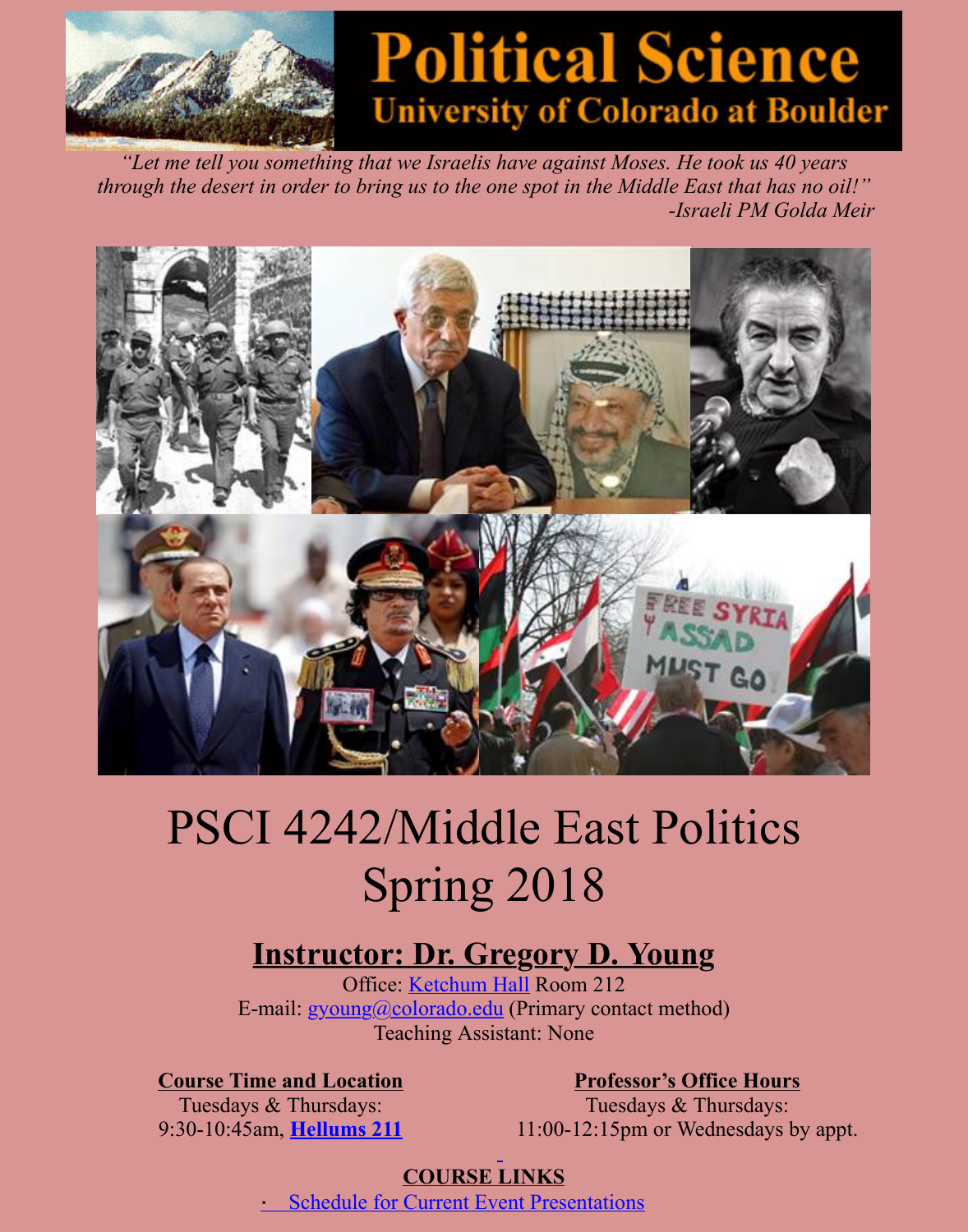# Political Science

## University of Colorado at Boulder

*"Let me tell you something that we Israelis have against Moses. He took us 40 years through the desert in order to bring us to the one spot in the Middle East that has no oil!"*
*-Israeli PM Golda Meir*

# PSCI 4242/Middle East Politics Spring 2018

## Instructor: Dr. Gregory D. Young

Office: Ketchum Hall Room 212
E-mail: gyoung@colorado.edu (Primary contact method)
Teaching Assistant: None

**Course Time and Location**
Tuesdays & Thursdays:
9:30-10:45am, **Hellums 211**

**Professor's Office Hours**
Tuesdays & Thursdays:
11:00-12:15pm or Wednesdays by appt.

**COURSE LINKS**

- Schedule for Current Event Presentations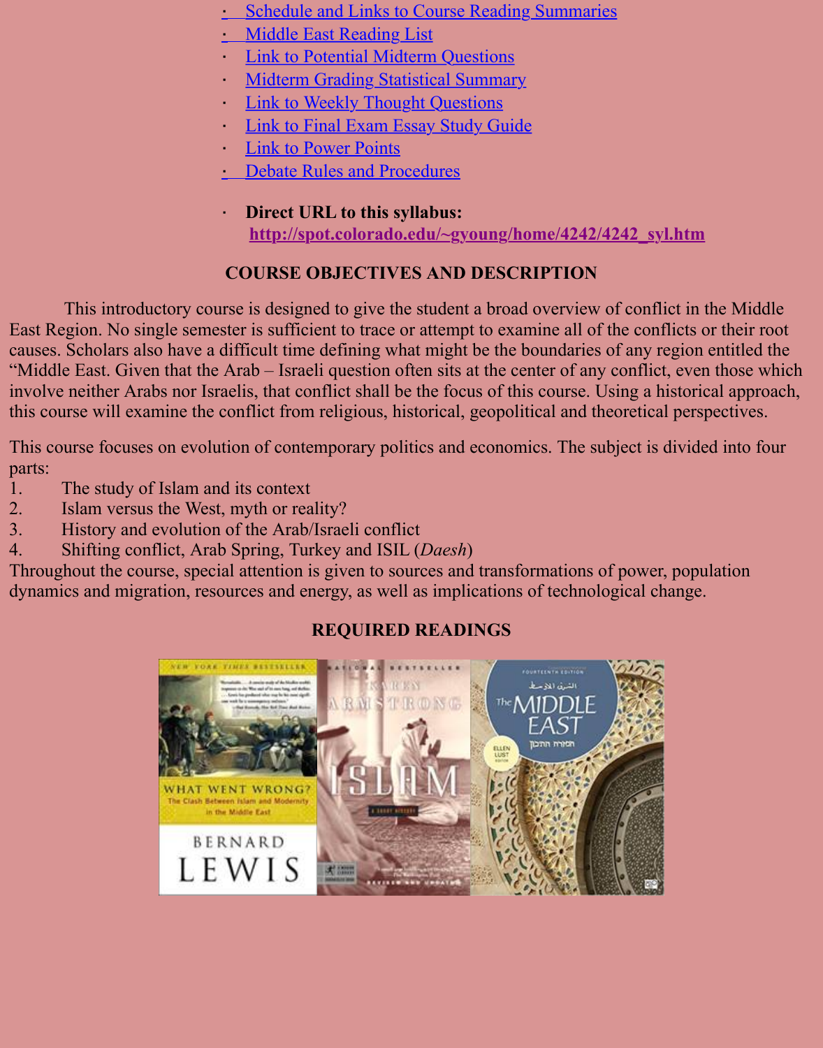- [Schedule and Links to Course Reading Summaries]
- [Middle East Reading List]
- [Link to Potential Midterm Questions]
- [Midterm Grading Statistical Summary]
- [Link to Weekly Thought Questions]
- [Link to Final Exam Essay Study Guide]
- [Link to Power Points]
- [Debate Rules and Procedures]
- **Direct URL to this syllabus:**
  **http://spot.colorado.edu/~gyoung/home/4242/4242_syl.htm**

## COURSE OBJECTIVES AND DESCRIPTION

This introductory course is designed to give the student a broad overview of conflict in the Middle East Region. No single semester is sufficient to trace or attempt to examine all of the conflicts or their root causes. Scholars also have a difficult time defining what might be the boundaries of any region entitled the "Middle East. Given that the Arab – Israeli question often sits at the center of any conflict, even those which involve neither Arabs nor Israelis, that conflict shall be the focus of this course. Using a historical approach, this course will examine the conflict from religious, historical, geopolitical and theoretical perspectives.

This course focuses on evolution of contemporary politics and economics. The subject is divided into four parts:

1. The study of Islam and its context
2. Islam versus the West, myth or reality?
3. History and evolution of the Arab/Israeli conflict
4. Shifting conflict, Arab Spring, Turkey and ISIL (*Daesh*)

Throughout the course, special attention is given to sources and transformations of power, population dynamics and migration, resources and energy, as well as implications of technological change.

## REQUIRED READINGS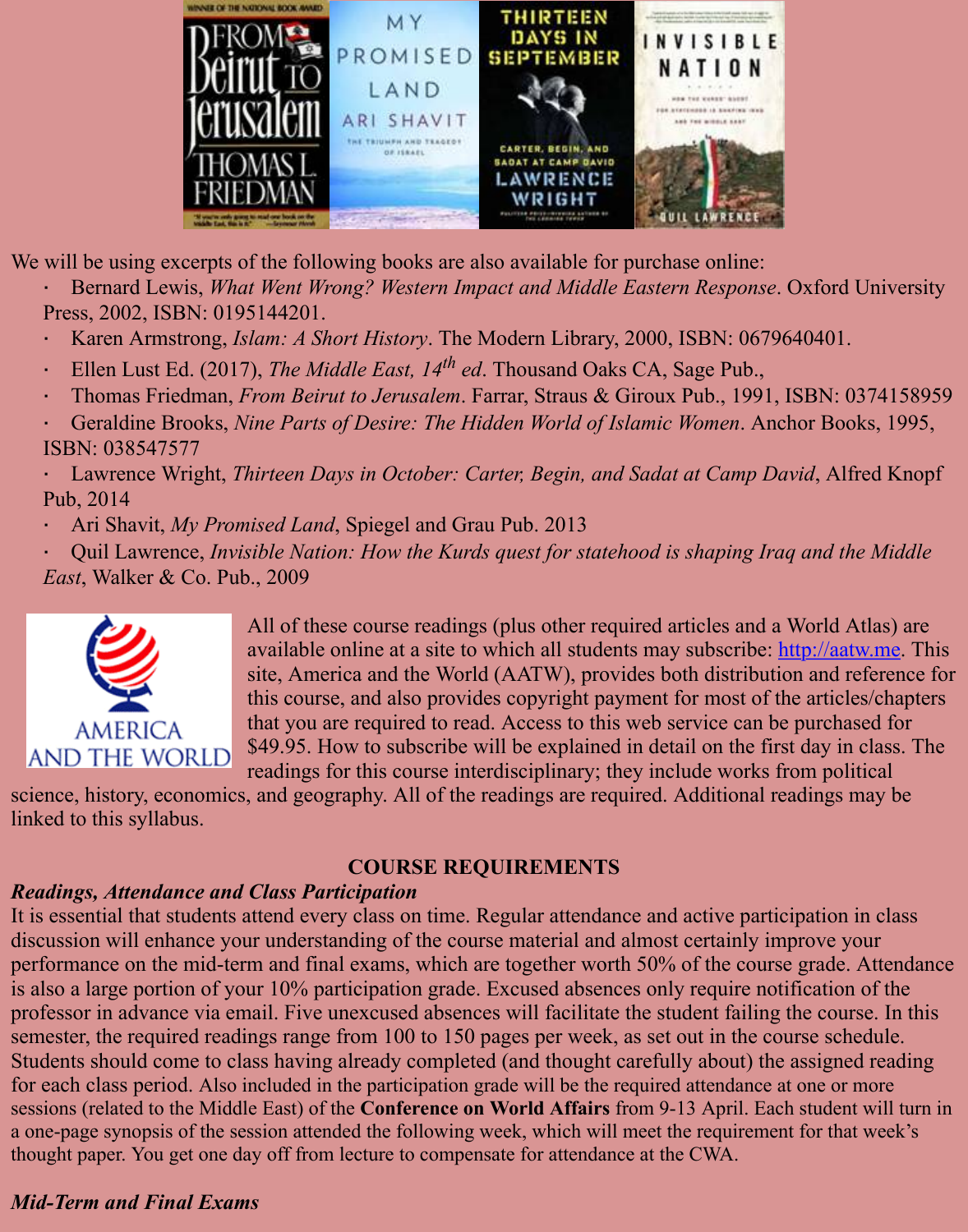We will be using excerpts of the following books are also available for purchase online:

- Bernard Lewis, *What Went Wrong? Western Impact and Middle Eastern Response*. Oxford University Press, 2002, ISBN: 0195144201.
- Karen Armstrong, *Islam: A Short History*. The Modern Library, 2000, ISBN: 0679640401.
- Ellen Lust Ed. (2017), *The Middle East, 14th ed*. Thousand Oaks CA, Sage Pub.,
- Thomas Friedman, *From Beirut to Jerusalem*. Farrar, Straus & Giroux Pub., 1991, ISBN: 0374158959
- Geraldine Brooks, *Nine Parts of Desire: The Hidden World of Islamic Women*. Anchor Books, 1995, ISBN: 038547577
- Lawrence Wright, *Thirteen Days in October: Carter, Begin, and Sadat at Camp David*, Alfred Knopf Pub, 2014
- Ari Shavit, *My Promised Land*, Spiegel and Grau Pub. 2013
- Quil Lawrence, *Invisible Nation: How the Kurds quest for statehood is shaping Iraq and the Middle East*, Walker & Co. Pub., 2009

All of these course readings (plus other required articles and a World Atlas) are available online at a site to which all students may subscribe: http://aatw.me. This site, America and the World (AATW), provides both distribution and reference for this course, and also provides copyright payment for most of the articles/chapters that you are required to read. Access to this web service can be purchased for $49.95. How to subscribe will be explained in detail on the first day in class. The readings for this course interdisciplinary; they include works from political science, history, economics, and geography. All of the readings are required. Additional readings may be linked to this syllabus.

## COURSE REQUIREMENTS

***Readings, Attendance and Class Participation***

It is essential that students attend every class on time. Regular attendance and active participation in class discussion will enhance your understanding of the course material and almost certainly improve your performance on the mid-term and final exams, which are together worth 50% of the course grade. Attendance is also a large portion of your 10% participation grade. Excused absences only require notification of the professor in advance via email. Five unexcused absences will facilitate the student failing the course. In this semester, the required readings range from 100 to 150 pages per week, as set out in the course schedule. Students should come to class having already completed (and thought carefully about) the assigned reading for each class period. Also included in the participation grade will be the required attendance at one or more sessions (related to the Middle East) of the **Conference on World Affairs** from 9-13 April. Each student will turn in a one-page synopsis of the session attended the following week, which will meet the requirement for that week's thought paper. You get one day off from lecture to compensate for attendance at the CWA.

***Mid-Term and Final Exams***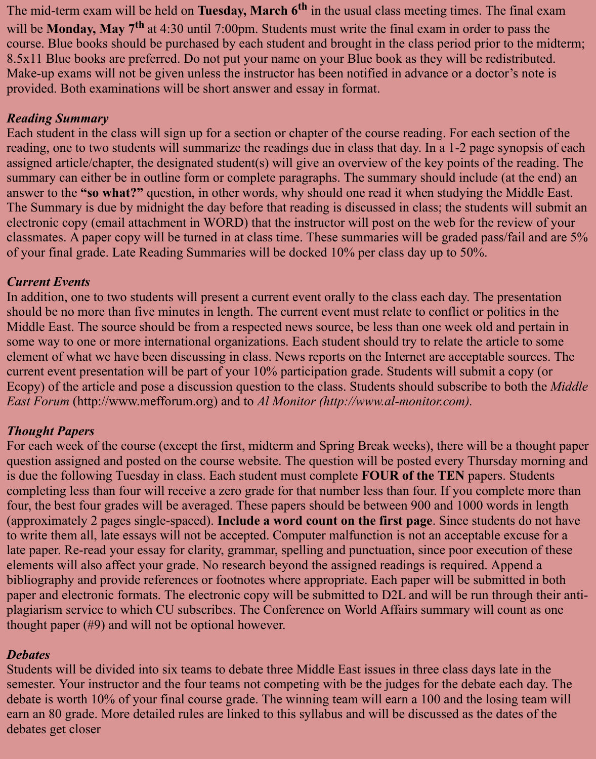The mid-term exam will be held on **Tuesday, March 6th** in the usual class meeting times. The final exam will be **Monday, May 7th** at 4:30 until 7:00pm. Students must write the final exam in order to pass the course. Blue books should be purchased by each student and brought in the class period prior to the midterm; 8.5x11 Blue books are preferred. Do not put your name on your Blue book as they will be redistributed. Make-up exams will not be given unless the instructor has been notified in advance or a doctor's note is provided. Both examinations will be short answer and essay in format.

***Reading Summary***

Each student in the class will sign up for a section or chapter of the course reading. For each section of the reading, one to two students will summarize the readings due in class that day. In a 1-2 page synopsis of each assigned article/chapter, the designated student(s) will give an overview of the key points of the reading. The summary can either be in outline form or complete paragraphs. The summary should include (at the end) an answer to the **"so what?"** question, in other words, why should one read it when studying the Middle East. The Summary is due by midnight the day before that reading is discussed in class; the students will submit an electronic copy (email attachment in WORD) that the instructor will post on the web for the review of your classmates. A paper copy will be turned in at class time. These summaries will be graded pass/fail and are 5% of your final grade. Late Reading Summaries will be docked 10% per class day up to 50%.

***Current Events***

In addition, one to two students will present a current event orally to the class each day. The presentation should be no more than five minutes in length. The current event must relate to conflict or politics in the Middle East. The source should be from a respected news source, be less than one week old and pertain in some way to one or more international organizations. Each student should try to relate the article to some element of what we have been discussing in class. News reports on the Internet are acceptable sources. The current event presentation will be part of your 10% participation grade. Students will submit a copy (or Ecopy) of the article and pose a discussion question to the class. Students should subscribe to both the *Middle East Forum* (http://www.mefforum.org) and to *Al Monitor (http://www.al-monitor.com).*

***Thought Papers***

For each week of the course (except the first, midterm and Spring Break weeks), there will be a thought paper question assigned and posted on the course website. The question will be posted every Thursday morning and is due the following Tuesday in class. Each student must complete **FOUR of the TEN** papers. Students completing less than four will receive a zero grade for that number less than four. If you complete more than four, the best four grades will be averaged. These papers should be between 900 and 1000 words in length (approximately 2 pages single-spaced). **Include a word count on the first page**. Since students do not have to write them all, late essays will not be accepted. Computer malfunction is not an acceptable excuse for a late paper. Re-read your essay for clarity, grammar, spelling and punctuation, since poor execution of these elements will also affect your grade. No research beyond the assigned readings is required. Append a bibliography and provide references or footnotes where appropriate. Each paper will be submitted in both paper and electronic formats. The electronic copy will be submitted to D2L and will be run through their anti-plagiarism service to which CU subscribes. The Conference on World Affairs summary will count as one thought paper (#9) and will not be optional however.

***Debates***

Students will be divided into six teams to debate three Middle East issues in three class days late in the semester. Your instructor and the four teams not competing with be the judges for the debate each day. The debate is worth 10% of your final course grade. The winning team will earn a 100 and the losing team will earn an 80 grade. More detailed rules are linked to this syllabus and will be discussed as the dates of the debates get closer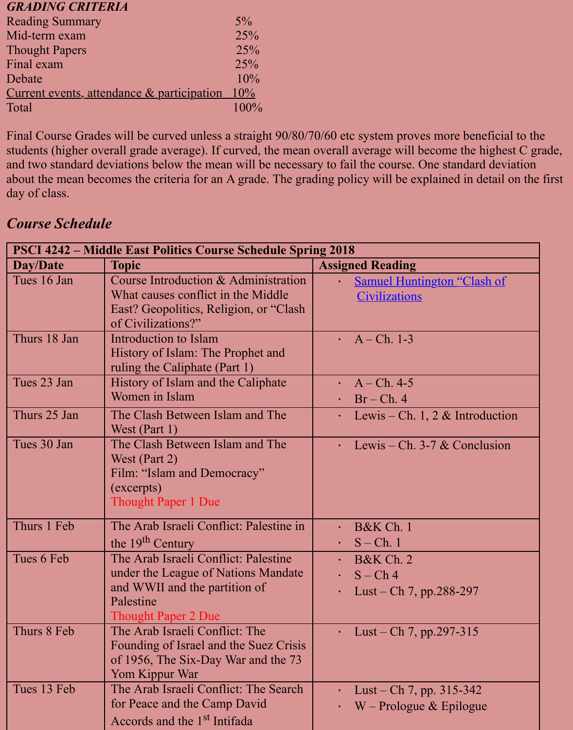***GRADING CRITERIA***

| | |
|---|---|
| Reading Summary | 5% |
| Mid-term exam | 25% |
| Thought Papers | 25% |
| Final exam | 25% |
| Debate | 10% |
| Current events, attendance & participation | 10% |
| Total | 100% |

Final Course Grades will be curved unless a straight 90/80/70/60 etc system proves more beneficial to the students (higher overall grade average). If curved, the mean overall average will become the highest C grade, and two standard deviations below the mean will be necessary to fail the course. One standard deviation about the mean becomes the criteria for an A grade. The grading policy will be explained in detail on the first day of class.

## *Course Schedule*

| **PSCI 4242 – Middle East Politics Course Schedule Spring 2018** | | |
|---|---|---|
| **Day/Date** | **Topic** | **Assigned Reading** |
| Tues 16 Jan | Course Introduction & Administration<br>What causes conflict in the Middle East? Geopolitics, Religion, or "Clash of Civilizations?" | · Samuel Huntington "Clash of Civilizations |
| Thurs 18 Jan | Introduction to Islam<br>History of Islam: The Prophet and ruling the Caliphate (Part 1) | · A – Ch. 1-3 |
| Tues 23 Jan | History of Islam and the Caliphate<br>Women in Islam | · A – Ch. 4-5<br>· Br – Ch. 4 |
| Thurs 25 Jan | The Clash Between Islam and The West (Part 1) | · Lewis – Ch. 1, 2 & Introduction |
| Tues 30 Jan | The Clash Between Islam and The West (Part 2)<br>Film: "Islam and Democracy" (excerpts)<br>Thought Paper 1 Due | · Lewis – Ch. 3-7 & Conclusion |
| Thurs 1 Feb | The Arab Israeli Conflict: Palestine in the 19th Century | · B&K Ch. 1<br>· S – Ch. 1 |
| Tues 6 Feb | The Arab Israeli Conflict: Palestine under the League of Nations Mandate and WWII and the partition of Palestine<br>Thought Paper 2 Due | · B&K Ch. 2<br>· S – Ch 4<br>· Lust – Ch 7, pp.288-297 |
| Thurs 8 Feb | The Arab Israeli Conflict: The Founding of Israel and the Suez Crisis of 1956, The Six-Day War and the 73 Yom Kippur War | · Lust – Ch 7, pp.297-315 |
| Tues 13 Feb | The Arab Israeli Conflict: The Search for Peace and the Camp David Accords and the 1st Intifada | · Lust – Ch 7, pp. 315-342<br>· W – Prologue & Epilogue |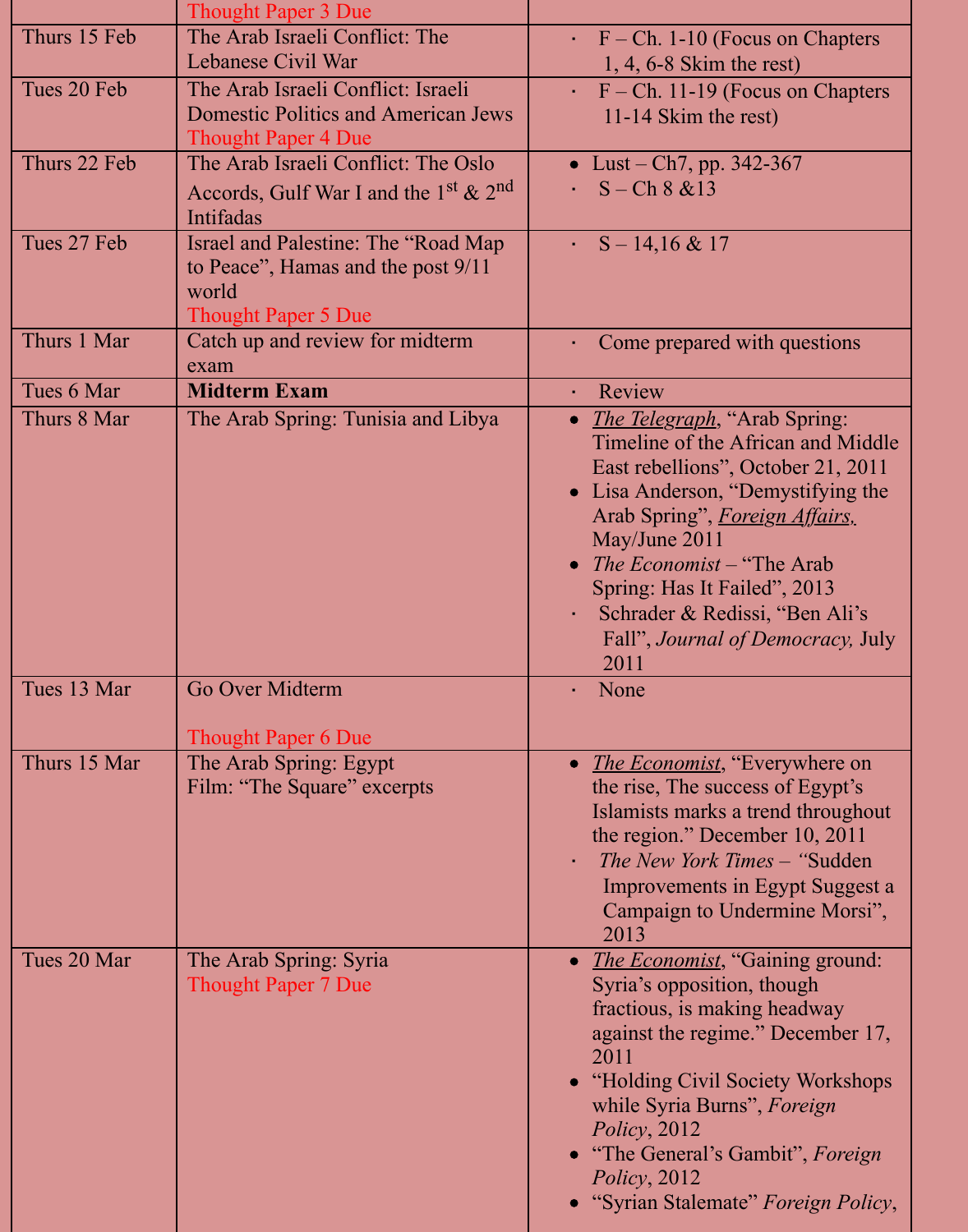| | | |
|---|---|---|
| | Thought Paper 3 Due | |
| Thurs 15 Feb | The Arab Israeli Conflict: The Lebanese Civil War | · F – Ch. 1-10 (Focus on Chapters 1, 4, 6-8 Skim the rest) |
| Tues 20 Feb | The Arab Israeli Conflict: Israeli Domestic Politics and American Jews<br>Thought Paper 4 Due | · F – Ch. 11-19 (Focus on Chapters 11-14 Skim the rest) |
| Thurs 22 Feb | The Arab Israeli Conflict: The Oslo Accords, Gulf War I and the 1st & 2nd Intifadas | • Lust – Ch7, pp. 342-367<br>· S – Ch 8 &13 |
| Tues 27 Feb | Israel and Palestine: The "Road Map to Peace", Hamas and the post 9/11 world<br>Thought Paper 5 Due | · S – 14,16 & 17 |
| Thurs 1 Mar | Catch up and review for midterm exam | · Come prepared with questions |
| Tues 6 Mar | **Midterm Exam** | · Review |
| Thurs 8 Mar | The Arab Spring: Tunisia and Libya | • *The Telegraph*, "Arab Spring: Timeline of the African and Middle East rebellions", October 21, 2011<br>• Lisa Anderson, "Demystifying the Arab Spring", *Foreign Affairs,* May/June 2011<br>• *The Economist* – "The Arab Spring: Has It Failed", 2013<br>· Schrader & Redissi, "Ben Ali's Fall", *Journal of Democracy,* July 2011 |
| Tues 13 Mar | Go Over Midterm<br><br>Thought Paper 6 Due | · None |
| Thurs 15 Mar | The Arab Spring: Egypt<br>Film: "The Square" excerpts | • *The Economist*, "Everywhere on the rise, The success of Egypt's Islamists marks a trend throughout the region." December 10, 2011<br>· *The New York Times* – "Sudden Improvements in Egypt Suggest a Campaign to Undermine Morsi", 2013 |
| Tues 20 Mar | The Arab Spring: Syria<br>Thought Paper 7 Due | • *The Economist*, "Gaining ground: Syria's opposition, though fractious, is making headway against the regime." December 17, 2011<br>• "Holding Civil Society Workshops while Syria Burns", *Foreign Policy*, 2012<br>• "The General's Gambit", *Foreign Policy*, 2012<br>• "Syrian Stalemate" *Foreign Policy*, |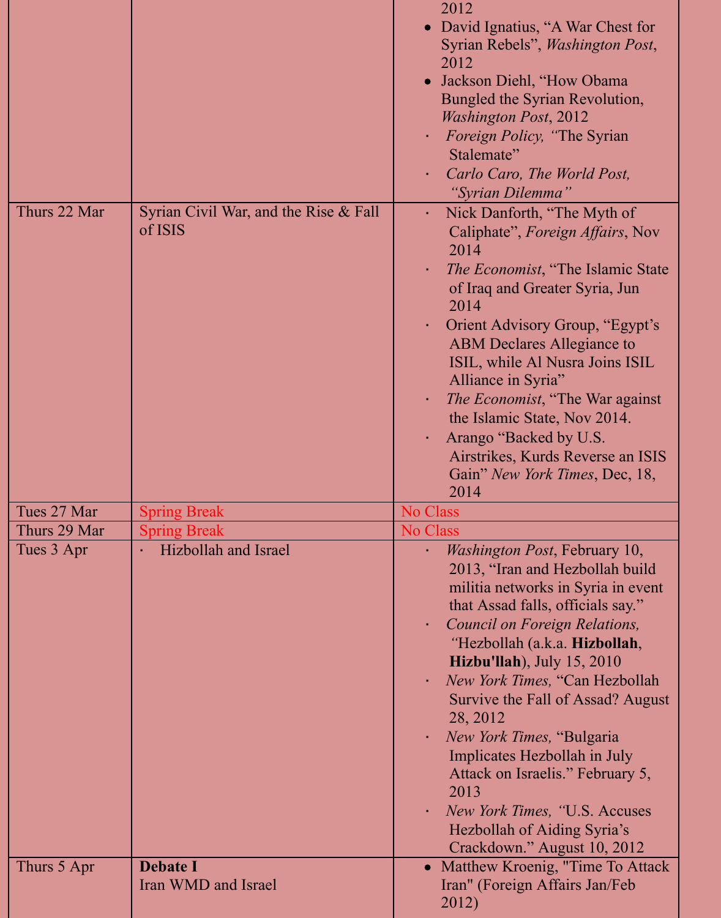| | | |
|---|---|---|
| | | 2012<br>• David Ignatius, "A War Chest for Syrian Rebels", *Washington Post*, 2012<br>• Jackson Diehl, "How Obama Bungled the Syrian Revolution, *Washington Post*, 2012<br>· *Foreign Policy, "*The Syrian Stalemate"<br>· *Carlo Caro, The World Post, "Syrian Dilemma"* |
| Thurs 22 Mar | Syrian Civil War, and the Rise & Fall of ISIS | · Nick Danforth, "The Myth of Caliphate", *Foreign Affairs*, Nov 2014<br>· *The Economist*, "The Islamic State of Iraq and Greater Syria, Jun 2014<br>· Orient Advisory Group, "Egypt's ABM Declares Allegiance to ISIL, while Al Nusra Joins ISIL Alliance in Syria"<br>· *The Economist*, "The War against the Islamic State, Nov 2014.<br>· Arango "Backed by U.S. Airstrikes, Kurds Reverse an ISIS Gain" *New York Times*, Dec, 18, 2014 |
| Tues 27 Mar | Spring Break | No Class |
| Thurs 29 Mar | Spring Break | No Class |
| Tues 3 Apr | · Hizbollah and Israel | · *Washington Post*, February 10, 2013, "Iran and Hezbollah build militia networks in Syria in event that Assad falls, officials say."<br>· *Council on Foreign Relations, "*Hezbollah (a.k.a. **Hizbollah**, **Hizbu'llah**), July 15, 2010<br>· *New York Times,* "Can Hezbollah Survive the Fall of Assad? August 28, 2012<br>· *New York Times,* "Bulgaria Implicates Hezbollah in July Attack on Israelis." February 5, 2013<br>· *New York Times, "*U.S. Accuses Hezbollah of Aiding Syria's Crackdown." August 10, 2012 |
| Thurs 5 Apr | **Debate I**<br>Iran WMD and Israel | • Matthew Kroenig, "Time To Attack Iran" (Foreign Affairs Jan/Feb 2012) |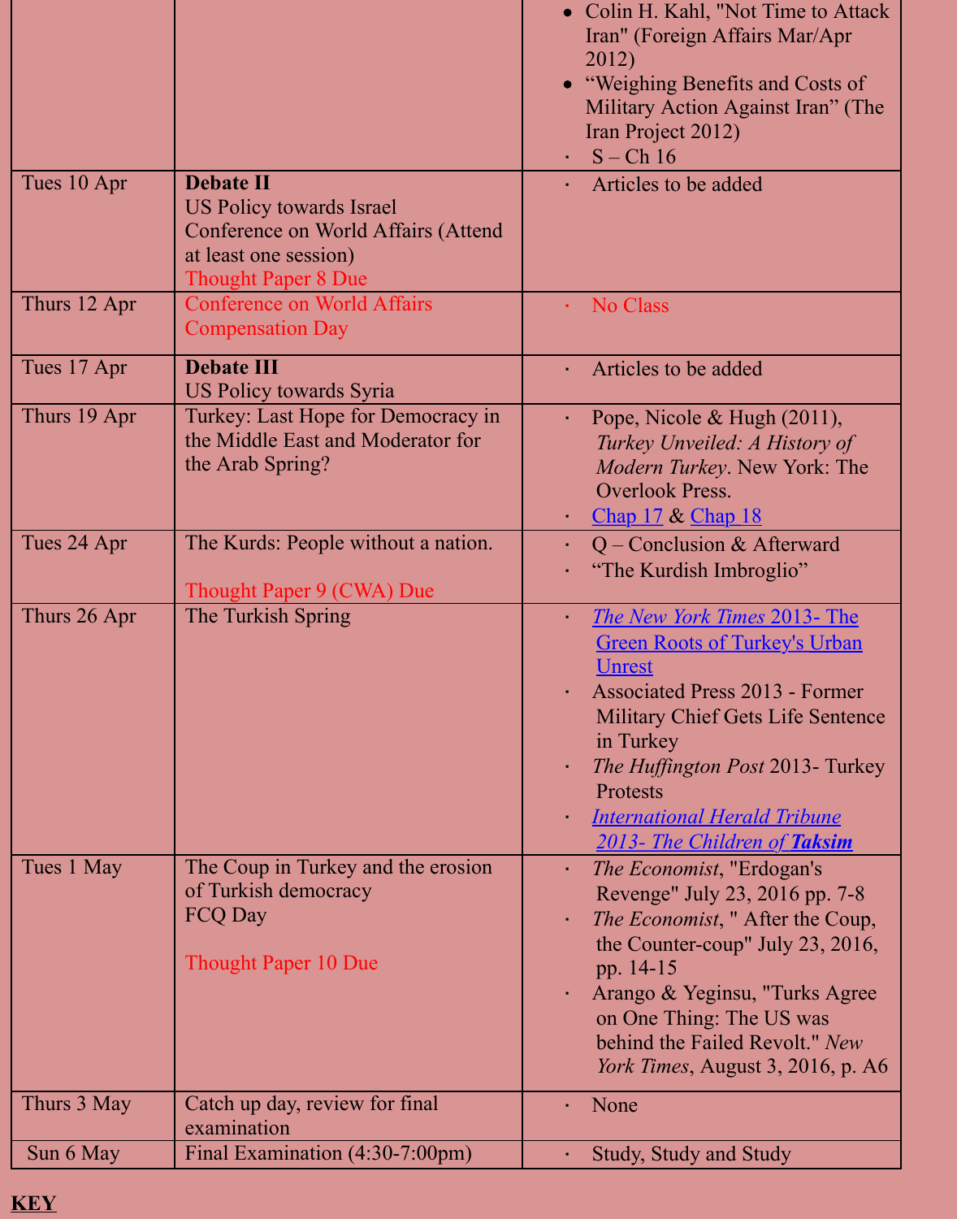| | | |
|---|---|---|
| | | • Colin H. Kahl, "Not Time to Attack Iran" (Foreign Affairs Mar/Apr 2012)<br>• "Weighing Benefits and Costs of Military Action Against Iran" (The Iran Project 2012)<br>· S – Ch 16 |
| Tues 10 Apr | **Debate II**<br>US Policy towards Israel<br>Conference on World Affairs (Attend at least one session)<br>Thought Paper 8 Due | · Articles to be added |
| Thurs 12 Apr | Conference on World Affairs Compensation Day | · No Class |
| Tues 17 Apr | **Debate III**<br>US Policy towards Syria | · Articles to be added |
| Thurs 19 Apr | Turkey: Last Hope for Democracy in the Middle East and Moderator for the Arab Spring? | · Pope, Nicole & Hugh (2011), *Turkey Unveiled: A History of Modern Turkey*. New York: The Overlook Press.<br>· Chap 17 & Chap 18 |
| Tues 24 Apr | The Kurds: People without a nation.<br><br>Thought Paper 9 (CWA) Due | · Q – Conclusion & Afterward<br>· "The Kurdish Imbroglio" |
| Thurs 26 Apr | The Turkish Spring | · *The New York Times* 2013- The Green Roots of Turkey's Urban Unrest<br>· Associated Press 2013 - Former Military Chief Gets Life Sentence in Turkey<br>· *The Huffington Post* 2013- Turkey Protests<br>· *International Herald Tribune 2013- The Children of **Taksim*** |
| Tues 1 May | The Coup in Turkey and the erosion of Turkish democracy<br>FCQ Day<br><br>Thought Paper 10 Due | · *The Economist*, "Erdogan's Revenge" July 23, 2016 pp. 7-8<br>· *The Economist*, " After the Coup, the Counter-coup" July 23, 2016, pp. 14-15<br>· Arango & Yeginsu, "Turks Agree on One Thing: The US was behind the Failed Revolt." *New York Times*, August 3, 2016, p. A6 |
| Thurs 3 May | Catch up day, review for final examination | · None |
| Sun 6 May | Final Examination (4:30-7:00pm) | · Study, Study and Study |

**KEY**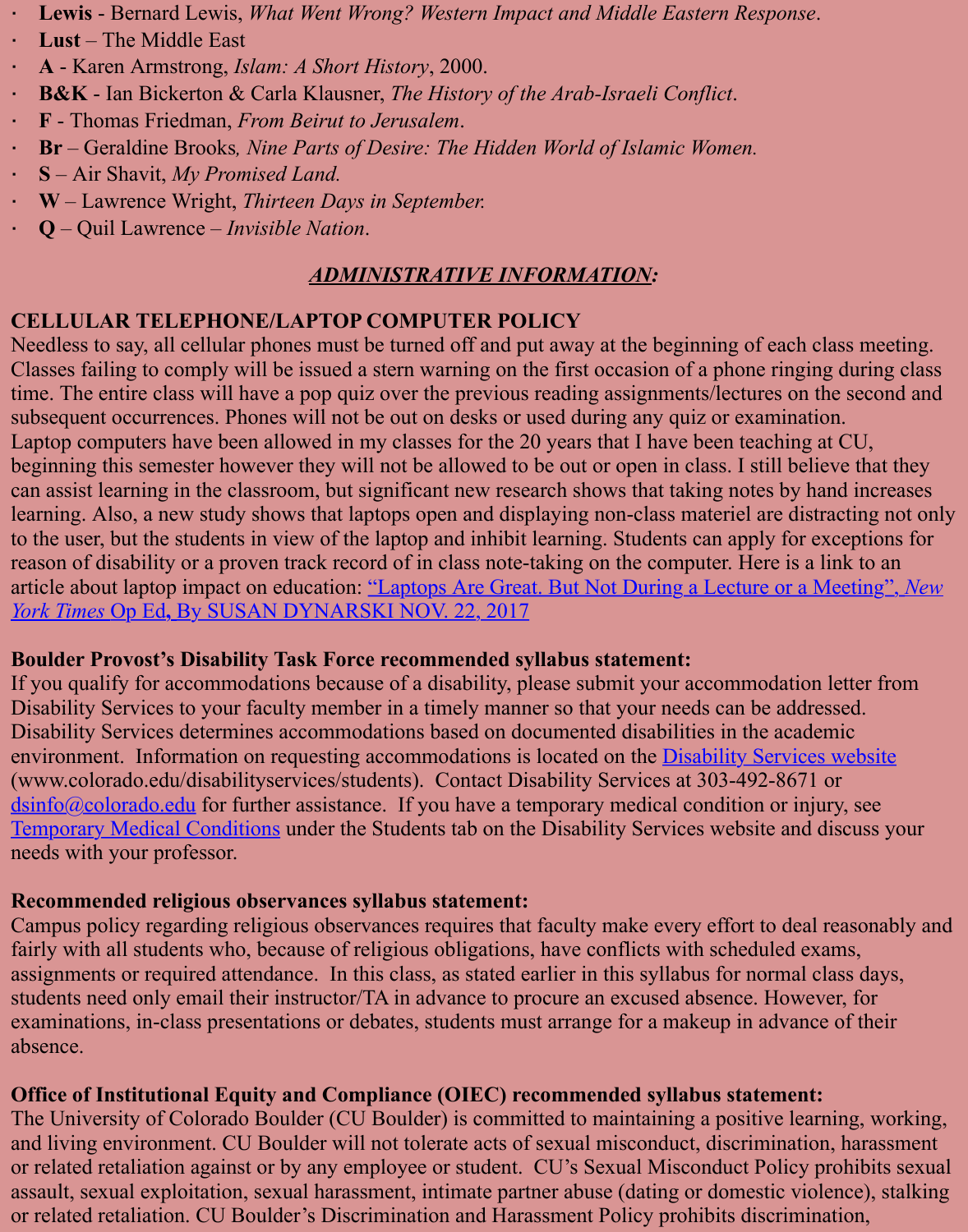- **Lewis** - Bernard Lewis, *What Went Wrong? Western Impact and Middle Eastern Response*.
- **Lust** – The Middle East
- **A** - Karen Armstrong, *Islam: A Short History*, 2000.
- **B&K** - Ian Bickerton & Carla Klausner, *The History of the Arab-Israeli Conflict*.
- **F** - Thomas Friedman, *From Beirut to Jerusalem*.
- **Br** – Geraldine Brooks*, Nine Parts of Desire: The Hidden World of Islamic Women.*
- **S** – Air Shavit, *My Promised Land.*
- **W** – Lawrence Wright, *Thirteen Days in September.*
- **Q** – Quil Lawrence – *Invisible Nation*.

## *ADMINISTRATIVE INFORMATION*:

**CELLULAR TELEPHONE/LAPTOP COMPUTER POLICY**

Needless to say, all cellular phones must be turned off and put away at the beginning of each class meeting. Classes failing to comply will be issued a stern warning on the first occasion of a phone ringing during class time. The entire class will have a pop quiz over the previous reading assignments/lectures on the second and subsequent occurrences. Phones will not be out on desks or used during any quiz or examination.
Laptop computers have been allowed in my classes for the 20 years that I have been teaching at CU, beginning this semester however they will not be allowed to be out or open in class. I still believe that they can assist learning in the classroom, but significant new research shows that taking notes by hand increases learning. Also, a new study shows that laptops open and displaying non-class materiel are distracting not only to the user, but the students in view of the laptop and inhibit learning. Students can apply for exceptions for reason of disability or a proven track record of in class note-taking on the computer. Here is a link to an article about laptop impact on education: "Laptops Are Great. But Not During a Lecture or a Meeting", *New York Times* Op Ed, By SUSAN DYNARSKI NOV. 22, 2017

**Boulder Provost's Disability Task Force recommended syllabus statement:**

If you qualify for accommodations because of a disability, please submit your accommodation letter from Disability Services to your faculty member in a timely manner so that your needs can be addressed. Disability Services determines accommodations based on documented disabilities in the academic environment. Information on requesting accommodations is located on the Disability Services website (www.colorado.edu/disabilityservices/students). Contact Disability Services at 303-492-8671 or dsinfo@colorado.edu for further assistance. If you have a temporary medical condition or injury, see Temporary Medical Conditions under the Students tab on the Disability Services website and discuss your needs with your professor.

**Recommended religious observances syllabus statement:**

Campus policy regarding religious observances requires that faculty make every effort to deal reasonably and fairly with all students who, because of religious obligations, have conflicts with scheduled exams, assignments or required attendance. In this class, as stated earlier in this syllabus for normal class days, students need only email their instructor/TA in advance to procure an excused absence. However, for examinations, in-class presentations or debates, students must arrange for a makeup in advance of their absence.

**Office of Institutional Equity and Compliance (OIEC) recommended syllabus statement:**

The University of Colorado Boulder (CU Boulder) is committed to maintaining a positive learning, working, and living environment. CU Boulder will not tolerate acts of sexual misconduct, discrimination, harassment or related retaliation against or by any employee or student. CU's Sexual Misconduct Policy prohibits sexual assault, sexual exploitation, sexual harassment, intimate partner abuse (dating or domestic violence), stalking or related retaliation. CU Boulder's Discrimination and Harassment Policy prohibits discrimination,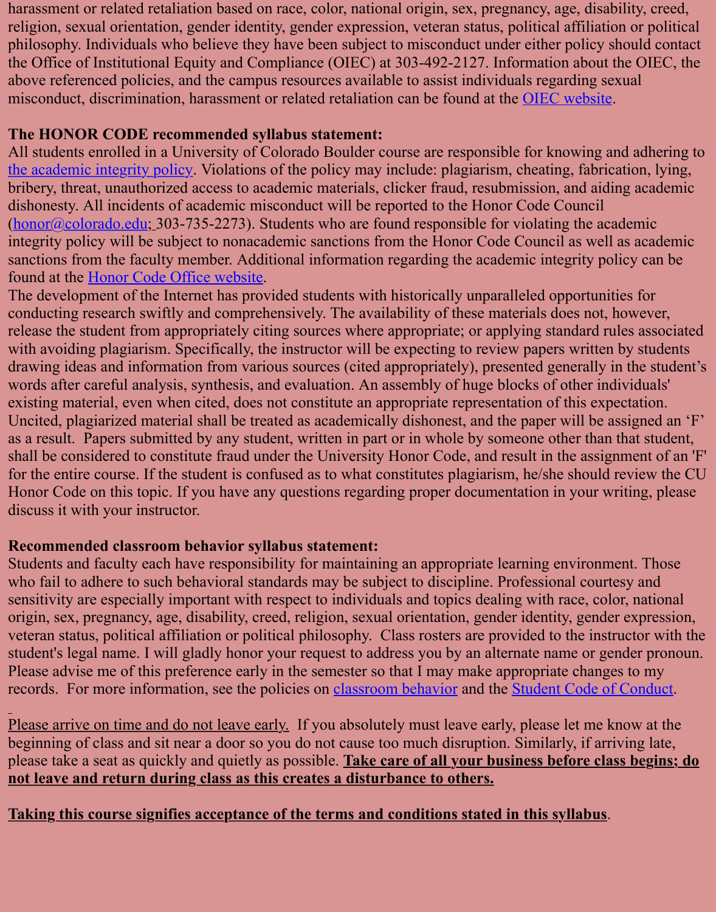harassment or related retaliation based on race, color, national origin, sex, pregnancy, age, disability, creed, religion, sexual orientation, gender identity, gender expression, veteran status, political affiliation or political philosophy. Individuals who believe they have been subject to misconduct under either policy should contact the Office of Institutional Equity and Compliance (OIEC) at 303-492-2127. Information about the OIEC, the above referenced policies, and the campus resources available to assist individuals regarding sexual misconduct, discrimination, harassment or related retaliation can be found at the OIEC website.

**The HONOR CODE recommended syllabus statement:**
All students enrolled in a University of Colorado Boulder course are responsible for knowing and adhering to the academic integrity policy. Violations of the policy may include: plagiarism, cheating, fabrication, lying, bribery, threat, unauthorized access to academic materials, clicker fraud, resubmission, and aiding academic dishonesty. All incidents of academic misconduct will be reported to the Honor Code Council (honor@colorado.edu; 303-735-2273). Students who are found responsible for violating the academic integrity policy will be subject to nonacademic sanctions from the Honor Code Council as well as academic sanctions from the faculty member. Additional information regarding the academic integrity policy can be found at the Honor Code Office website.
The development of the Internet has provided students with historically unparalleled opportunities for conducting research swiftly and comprehensively. The availability of these materials does not, however, release the student from appropriately citing sources where appropriate; or applying standard rules associated with avoiding plagiarism. Specifically, the instructor will be expecting to review papers written by students drawing ideas and information from various sources (cited appropriately), presented generally in the student's words after careful analysis, synthesis, and evaluation. An assembly of huge blocks of other individuals' existing material, even when cited, does not constitute an appropriate representation of this expectation. Uncited, plagiarized material shall be treated as academically dishonest, and the paper will be assigned an 'F' as a result. Papers submitted by any student, written in part or in whole by someone other than that student, shall be considered to constitute fraud under the University Honor Code, and result in the assignment of an 'F' for the entire course. If the student is confused as to what constitutes plagiarism, he/she should review the CU Honor Code on this topic. If you have any questions regarding proper documentation in your writing, please discuss it with your instructor.

**Recommended classroom behavior syllabus statement:**
Students and faculty each have responsibility for maintaining an appropriate learning environment. Those who fail to adhere to such behavioral standards may be subject to discipline. Professional courtesy and sensitivity are especially important with respect to individuals and topics dealing with race, color, national origin, sex, pregnancy, age, disability, creed, religion, sexual orientation, gender identity, gender expression, veteran status, political affiliation or political philosophy. Class rosters are provided to the instructor with the student's legal name. I will gladly honor your request to address you by an alternate name or gender pronoun. Please advise me of this preference early in the semester so that I may make appropriate changes to my records. For more information, see the policies on classroom behavior and the Student Code of Conduct.

Please arrive on time and do not leave early. If you absolutely must leave early, please let me know at the beginning of class and sit near a door so you do not cause too much disruption. Similarly, if arriving late, please take a seat as quickly and quietly as possible. **Take care of all your business before class begins; do not leave and return during class as this creates a disturbance to others.**

**Taking this course signifies acceptance of the terms and conditions stated in this syllabus**.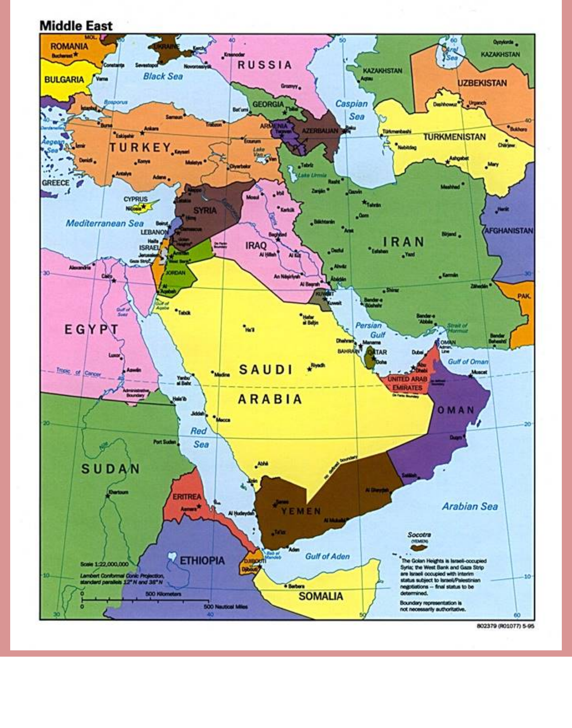# Middle East

The Golan Heights is Israeli-occupied Syria; the West Bank and Gaza Strip are Israeli occupied with interim status subject to Israeli/Palestinian negotiations -- final status to be determined.

Boundary representation is not necessarily authoritative.

Scale 1:22,000,000

Lambert Conformal Conic Projection, standard parallels 12°N and 38°N

500 Kilometers

500 Nautical Miles

802379 (R01077) 5-95